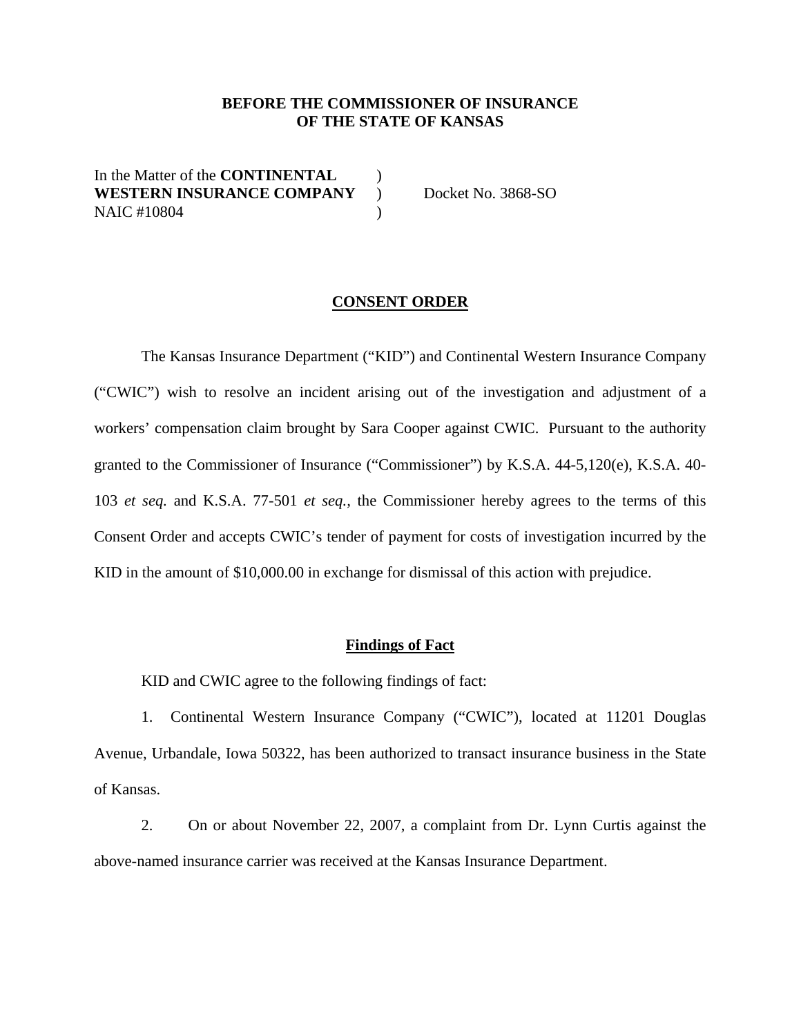**BEFORE THE COMMISSIONER OF INSURANCE**
**OF THE STATE OF KANSAS**

In the Matter of the **CONTINENTAL WESTERN INSURANCE COMPANY** NAIC #10804 ) ) ) Docket No. 3868-SO

## CONSENT ORDER

The Kansas Insurance Department ("KID") and Continental Western Insurance Company ("CWIC") wish to resolve an incident arising out of the investigation and adjustment of a workers' compensation claim brought by Sara Cooper against CWIC. Pursuant to the authority granted to the Commissioner of Insurance ("Commissioner") by K.S.A. 44-5,120(e), K.S.A. 40-103 *et seq.* and K.S.A. 77-501 *et seq.*, the Commissioner hereby agrees to the terms of this Consent Order and accepts CWIC's tender of payment for costs of investigation incurred by the KID in the amount of $10,000.00 in exchange for dismissal of this action with prejudice.

### Findings of Fact

KID and CWIC agree to the following findings of fact:

1. Continental Western Insurance Company ("CWIC"), located at 11201 Douglas Avenue, Urbandale, Iowa 50322, has been authorized to transact insurance business in the State of Kansas.

2. On or about November 22, 2007, a complaint from Dr. Lynn Curtis against the above-named insurance carrier was received at the Kansas Insurance Department.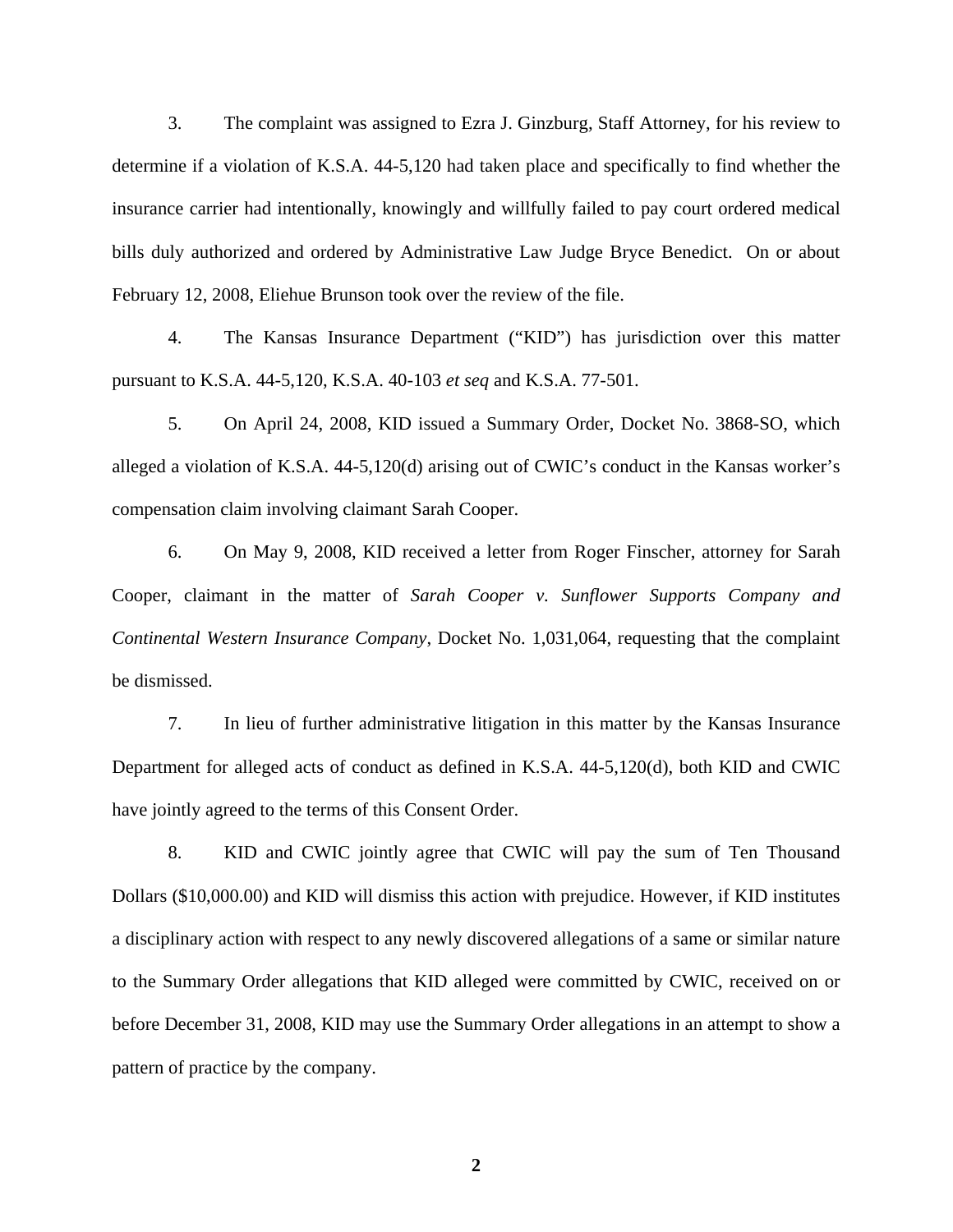3. The complaint was assigned to Ezra J. Ginzburg, Staff Attorney, for his review to determine if a violation of K.S.A. 44-5,120 had taken place and specifically to find whether the insurance carrier had intentionally, knowingly and willfully failed to pay court ordered medical bills duly authorized and ordered by Administrative Law Judge Bryce Benedict. On or about February 12, 2008, Eliehue Brunson took over the review of the file.

4. The Kansas Insurance Department ("KID") has jurisdiction over this matter pursuant to K.S.A. 44-5,120, K.S.A. 40-103 *et seq* and K.S.A. 77-501.

5. On April 24, 2008, KID issued a Summary Order, Docket No. 3868-SO, which alleged a violation of K.S.A. 44-5,120(d) arising out of CWIC's conduct in the Kansas worker's compensation claim involving claimant Sarah Cooper.

6. On May 9, 2008, KID received a letter from Roger Finscher, attorney for Sarah Cooper, claimant in the matter of *Sarah Cooper v. Sunflower Supports Company and Continental Western Insurance Company*, Docket No. 1,031,064, requesting that the complaint be dismissed.

7. In lieu of further administrative litigation in this matter by the Kansas Insurance Department for alleged acts of conduct as defined in K.S.A. 44-5,120(d), both KID and CWIC have jointly agreed to the terms of this Consent Order.

8. KID and CWIC jointly agree that CWIC will pay the sum of Ten Thousand Dollars ($10,000.00) and KID will dismiss this action with prejudice. However, if KID institutes a disciplinary action with respect to any newly discovered allegations of a same or similar nature to the Summary Order allegations that KID alleged were committed by CWIC, received on or before December 31, 2008, KID may use the Summary Order allegations in an attempt to show a pattern of practice by the company.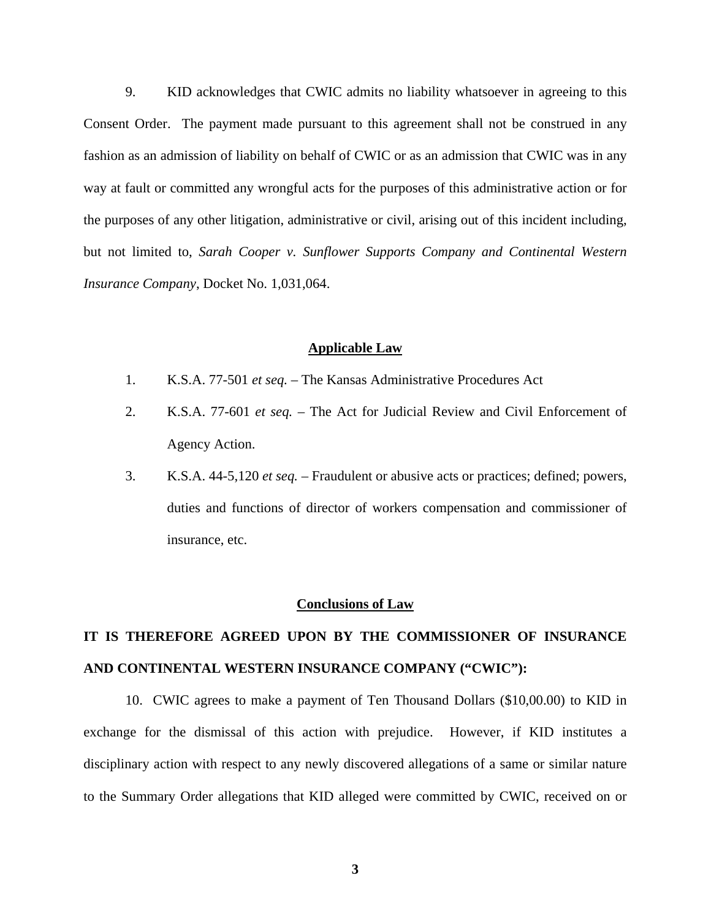9. KID acknowledges that CWIC admits no liability whatsoever in agreeing to this Consent Order. The payment made pursuant to this agreement shall not be construed in any fashion as an admission of liability on behalf of CWIC or as an admission that CWIC was in any way at fault or committed any wrongful acts for the purposes of this administrative action or for the purposes of any other litigation, administrative or civil, arising out of this incident including, but not limited to, *Sarah Cooper v. Sunflower Supports Company and Continental Western Insurance Company*, Docket No. 1,031,064.

## Applicable Law

1. K.S.A. 77-501 *et seq.* – The Kansas Administrative Procedures Act
2. K.S.A. 77-601 *et seq.* – The Act for Judicial Review and Civil Enforcement of Agency Action.
3. K.S.A. 44-5,120 *et seq.* – Fraudulent or abusive acts or practices; defined; powers, duties and functions of director of workers compensation and commissioner of insurance, etc.

## Conclusions of Law

**IT IS THEREFORE AGREED UPON BY THE COMMISSIONER OF INSURANCE AND CONTINENTAL WESTERN INSURANCE COMPANY ("CWIC"):**

10. CWIC agrees to make a payment of Ten Thousand Dollars ($10,00.00) to KID in exchange for the dismissal of this action with prejudice. However, if KID institutes a disciplinary action with respect to any newly discovered allegations of a same or similar nature to the Summary Order allegations that KID alleged were committed by CWIC, received on or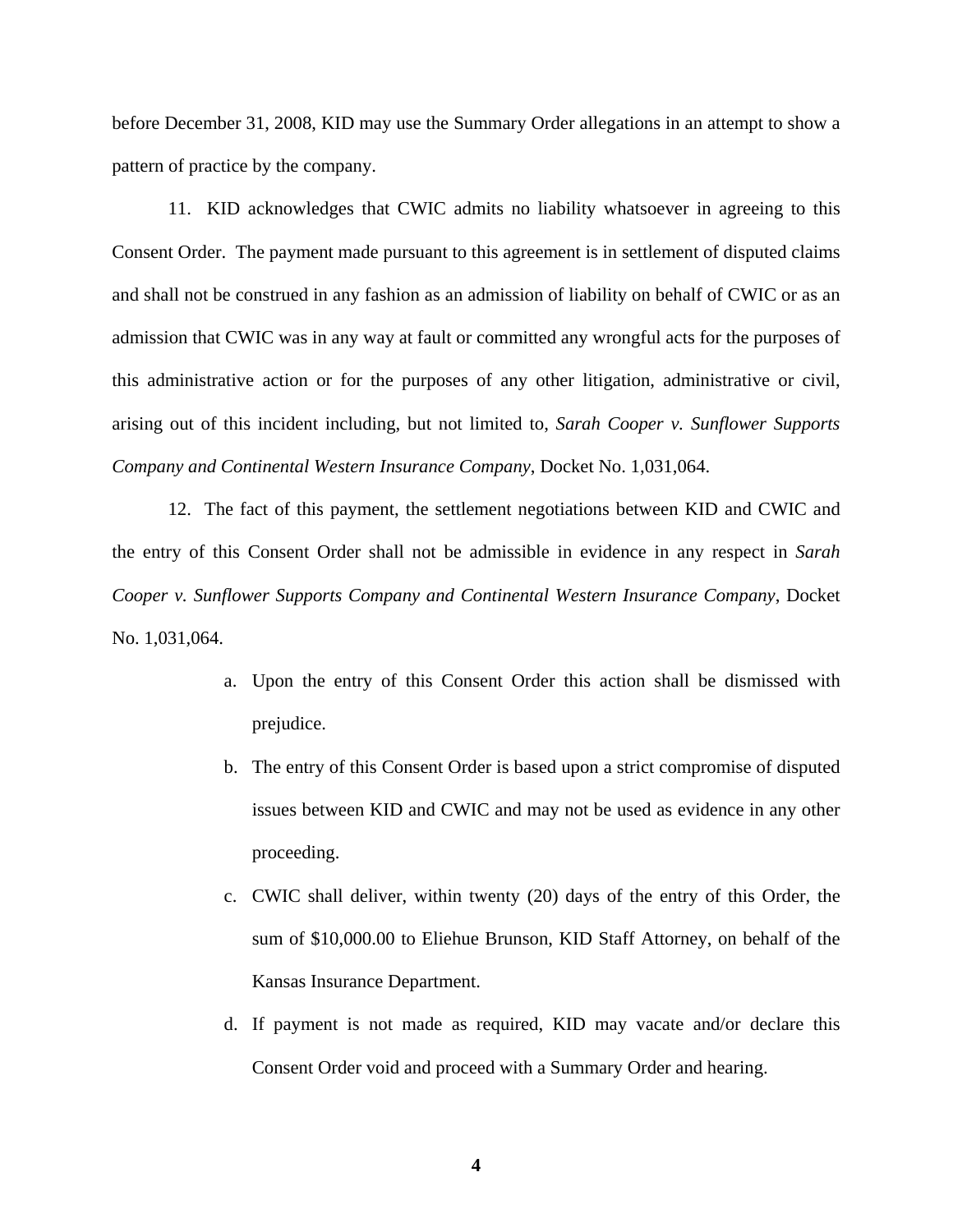before December 31, 2008, KID may use the Summary Order allegations in an attempt to show a pattern of practice by the company.

11. KID acknowledges that CWIC admits no liability whatsoever in agreeing to this Consent Order. The payment made pursuant to this agreement is in settlement of disputed claims and shall not be construed in any fashion as an admission of liability on behalf of CWIC or as an admission that CWIC was in any way at fault or committed any wrongful acts for the purposes of this administrative action or for the purposes of any other litigation, administrative or civil, arising out of this incident including, but not limited to, *Sarah Cooper v. Sunflower Supports Company and Continental Western Insurance Company*, Docket No. 1,031,064.

12. The fact of this payment, the settlement negotiations between KID and CWIC and the entry of this Consent Order shall not be admissible in evidence in any respect in *Sarah Cooper v. Sunflower Supports Company and Continental Western Insurance Company*, Docket No. 1,031,064.

a. Upon the entry of this Consent Order this action shall be dismissed with prejudice.

b. The entry of this Consent Order is based upon a strict compromise of disputed issues between KID and CWIC and may not be used as evidence in any other proceeding.

c. CWIC shall deliver, within twenty (20) days of the entry of this Order, the sum of $10,000.00 to Eliehue Brunson, KID Staff Attorney, on behalf of the Kansas Insurance Department.

d. If payment is not made as required, KID may vacate and/or declare this Consent Order void and proceed with a Summary Order and hearing.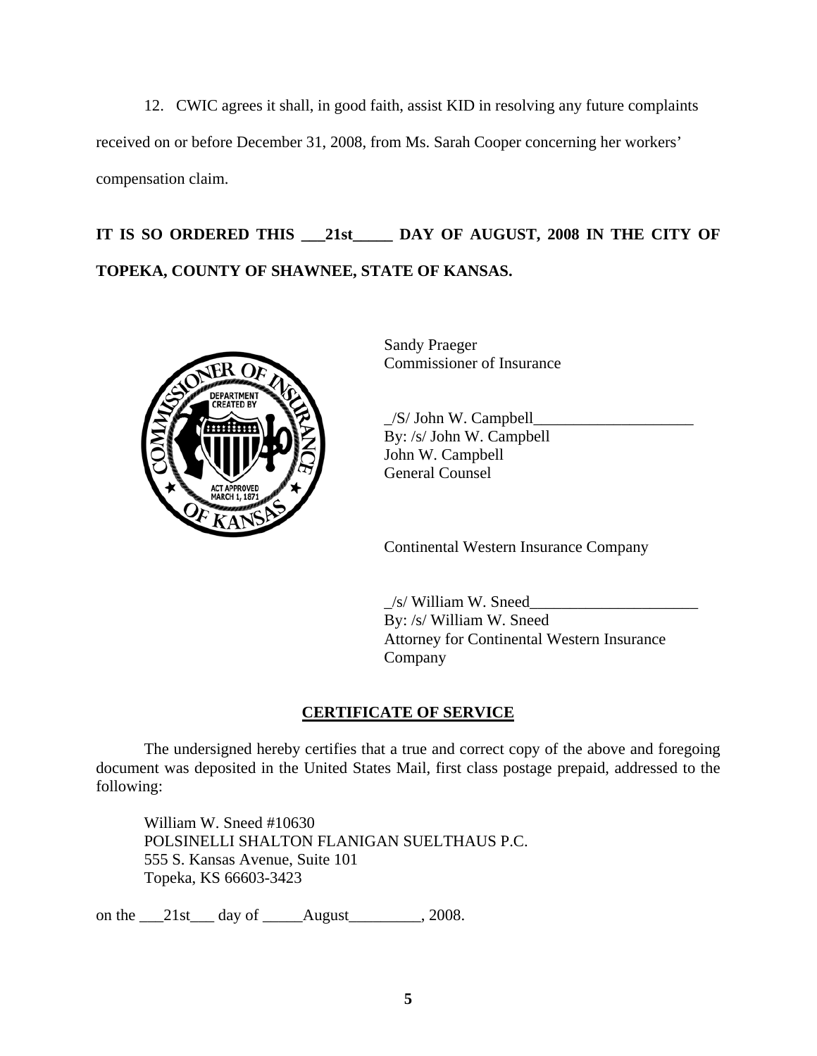12. CWIC agrees it shall, in good faith, assist KID in resolving any future complaints received on or before December 31, 2008, from Ms. Sarah Cooper concerning her workers' compensation claim.

**IT IS SO ORDERED THIS ___21st_____ DAY OF AUGUST, 2008 IN THE CITY OF TOPEKA, COUNTY OF SHAWNEE, STATE OF KANSAS.**

Sandy Praeger
Commissioner of Insurance

_/S/ John W. Campbell____________________
By: /s/ John W. Campbell
John W. Campbell
General Counsel

Continental Western Insurance Company

_/s/ William W. Sneed_____________________
By: /s/ William W. Sneed
Attorney for Continental Western Insurance Company

## CERTIFICATE OF SERVICE

The undersigned hereby certifies that a true and correct copy of the above and foregoing document was deposited in the United States Mail, first class postage prepaid, addressed to the following:

William W. Sneed #10630
POLSINELLI SHALTON FLANIGAN SUELTHAUS P.C.
555 S. Kansas Avenue, Suite 101
Topeka, KS 66603-3423

on the ___21st___ day of _____August_________, 2008.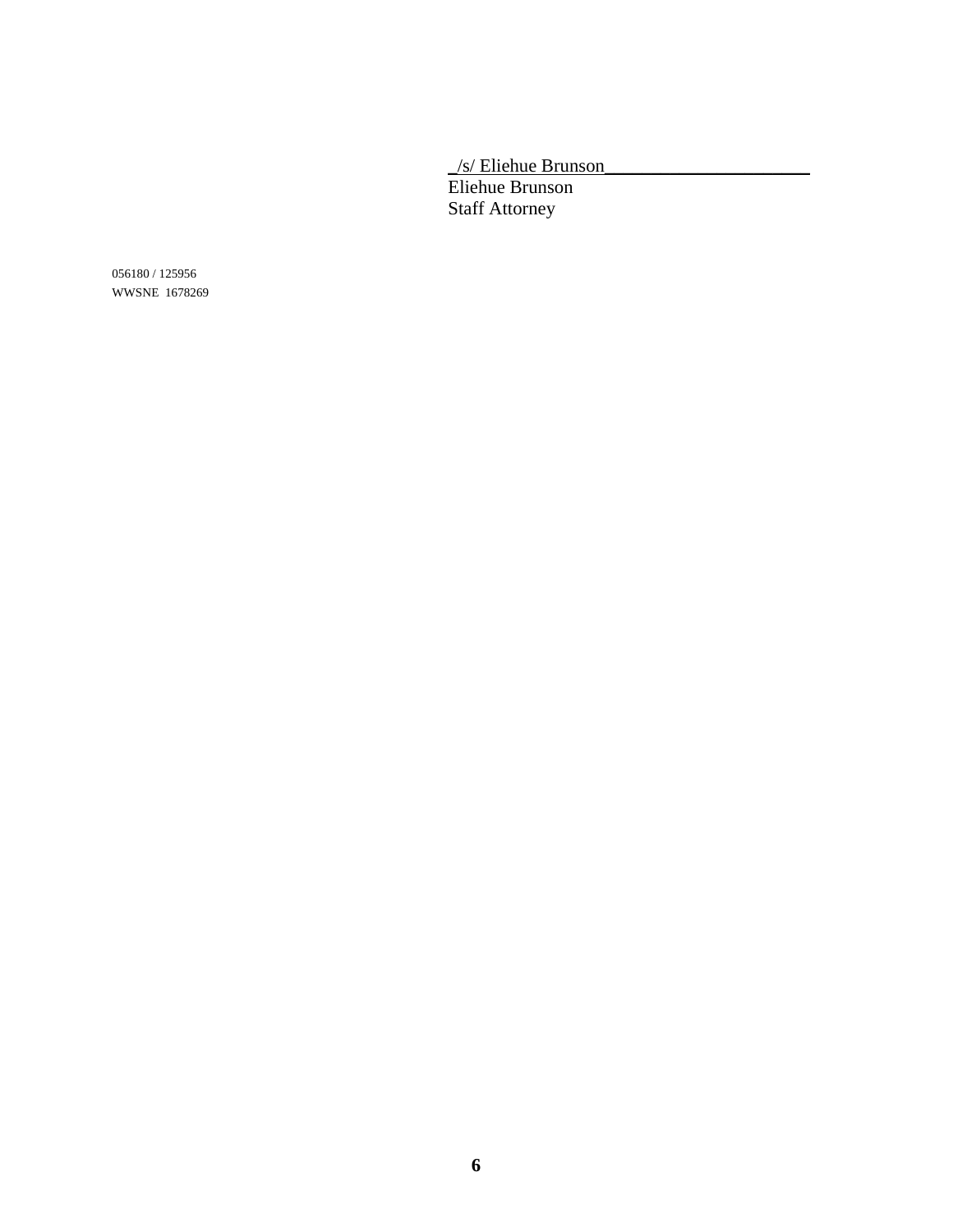_/s/ Eliehue Brunson_____________________
Eliehue Brunson
Staff Attorney

056180 / 125956
WWSNE 1678269